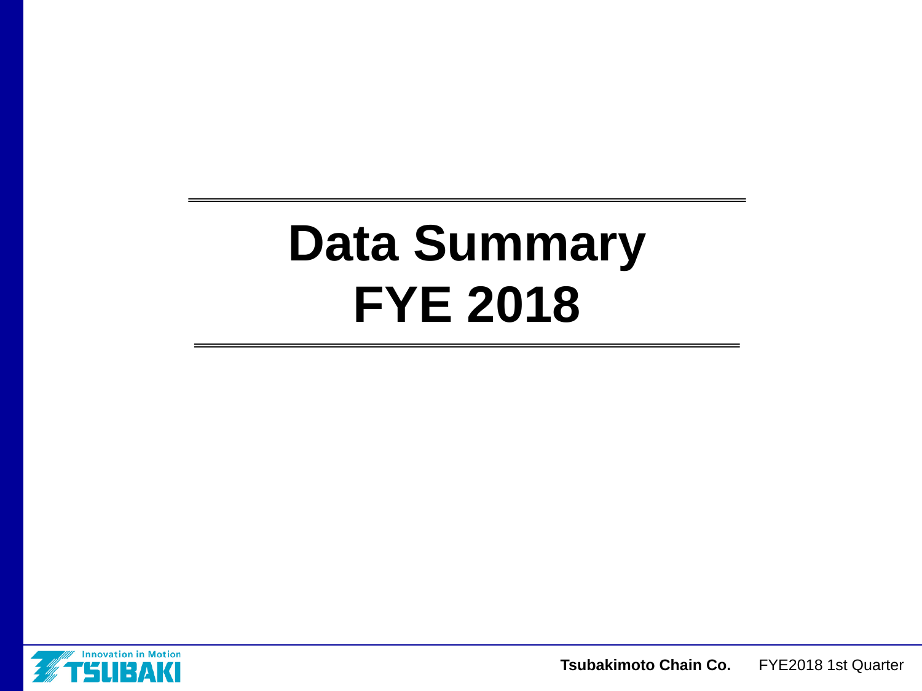# Data Summary
# FYE 2018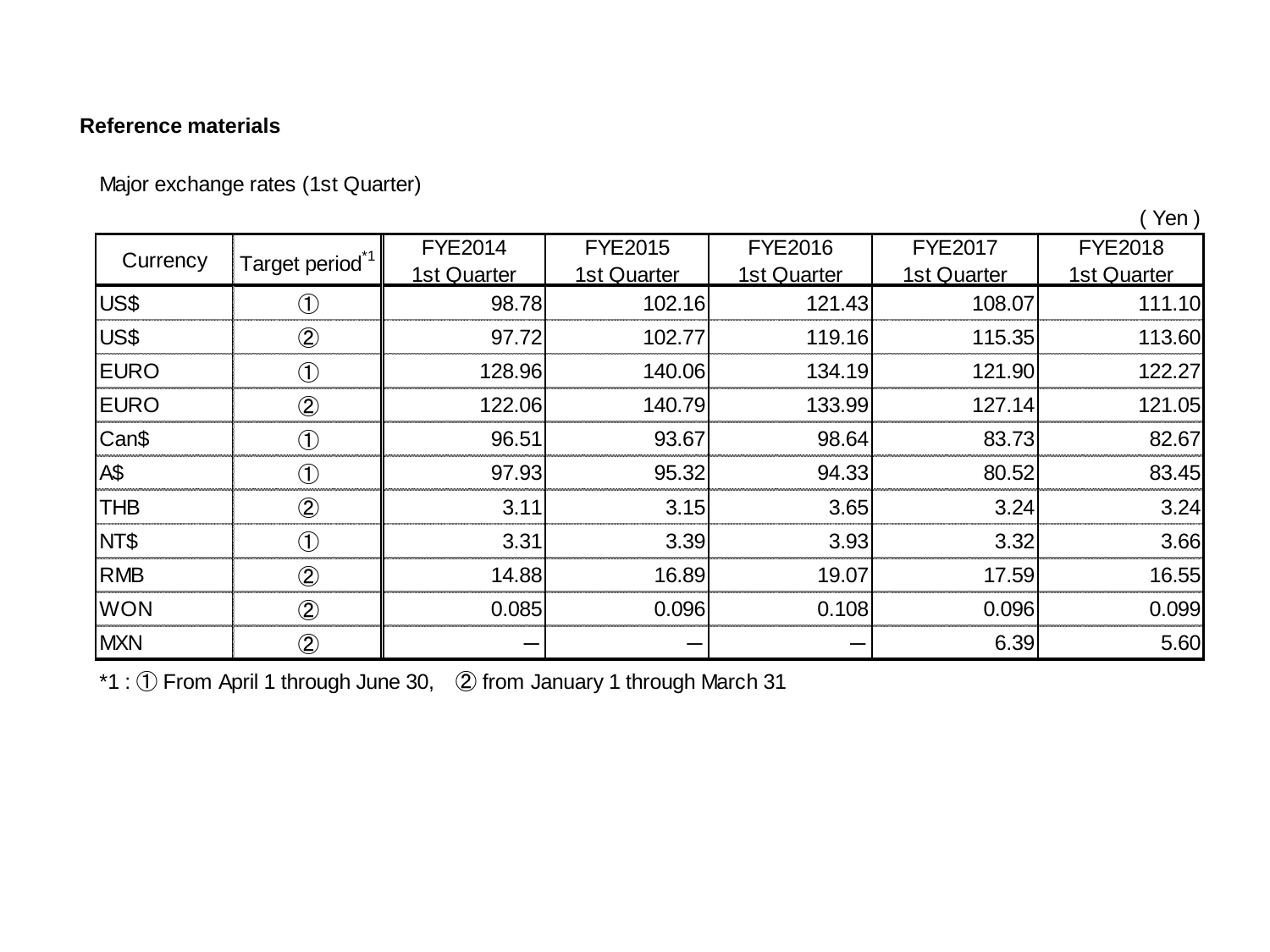**Reference materials**

Major exchange rates (1st Quarter)

( Yen )

| Currency | Target period*1 | FYE2014 1st Quarter | FYE2015 1st Quarter | FYE2016 1st Quarter | FYE2017 1st Quarter | FYE2018 1st Quarter |
|---|---|---|---|---|---|---|
| US$ | ① | 98.78 | 102.16 | 121.43 | 108.07 | 111.10 |
| US$ | ② | 97.72 | 102.77 | 119.16 | 115.35 | 113.60 |
| EURO | ① | 128.96 | 140.06 | 134.19 | 121.90 | 122.27 |
| EURO | ② | 122.06 | 140.79 | 133.99 | 127.14 | 121.05 |
| Can$ | ① | 96.51 | 93.67 | 98.64 | 83.73 | 82.67 |
| A$ | ① | 97.93 | 95.32 | 94.33 | 80.52 | 83.45 |
| THB | ② | 3.11 | 3.15 | 3.65 | 3.24 | 3.24 |
| NT$ | ① | 3.31 | 3.39 | 3.93 | 3.32 | 3.66 |
| RMB | ② | 14.88 | 16.89 | 19.07 | 17.59 | 16.55 |
| WON | ② | 0.085 | 0.096 | 0.108 | 0.096 | 0.099 |
| MXN | ② | — | — | — | 6.39 | 5.60 |

*1 : ① From April 1 through June 30, ② from January 1 through March 31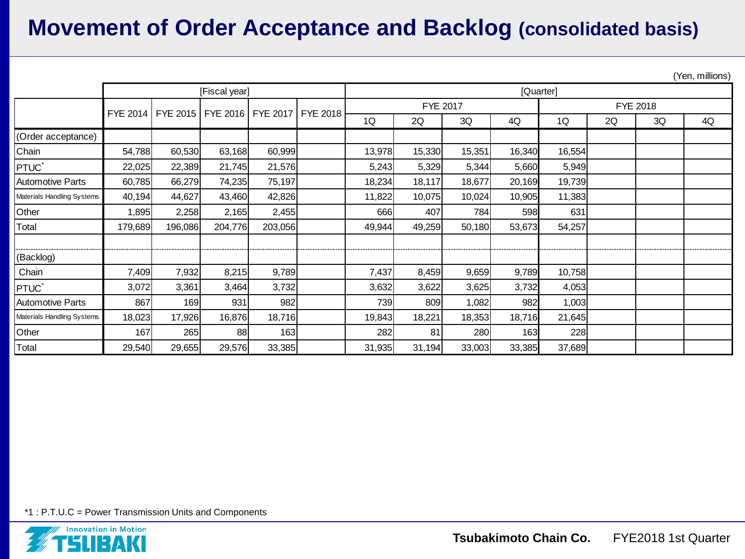# Movement of Order Acceptance and Backlog (consolidated basis)

(Yen, millions)

| | [Fiscal year] | | | | | [Quarter] | | | | | | | |
|---|---|---|---|---|---|---|---|---|---|---|---|---|---|
| | FYE 2014 | FYE 2015 | FYE 2016 | FYE 2017 | FYE 2018 | FYE 2017 | | | | FYE 2018 | | | |
| | | | | | | 1Q | 2Q | 3Q | 4Q | 1Q | 2Q | 3Q | 4Q |
| (Order acceptance) | | | | | | | | | | | | | |
| Chain | 54,788 | 60,530 | 63,168 | 60,999 | | 13,978 | 15,330 | 15,351 | 16,340 | 16,554 | | | |
| PTUC* | 22,025 | 22,389 | 21,745 | 21,576 | | 5,243 | 5,329 | 5,344 | 5,660 | 5,949 | | | |
| Automotive Parts | 60,785 | 66,279 | 74,235 | 75,197 | | 18,234 | 18,117 | 18,677 | 20,169 | 19,739 | | | |
| Materials Handling Systems | 40,194 | 44,627 | 43,460 | 42,826 | | 11,822 | 10,075 | 10,024 | 10,905 | 11,383 | | | |
| Other | 1,895 | 2,258 | 2,165 | 2,455 | | 666 | 407 | 784 | 598 | 631 | | | |
| Total | 179,689 | 196,086 | 204,776 | 203,056 | | 49,944 | 49,259 | 50,180 | 53,673 | 54,257 | | | |
| | | | | | | | | | | | | | |
| (Backlog) | | | | | | | | | | | | | |
| Chain | 7,409 | 7,932 | 8,215 | 9,789 | | 7,437 | 8,459 | 9,659 | 9,789 | 10,758 | | | |
| PTUC* | 3,072 | 3,361 | 3,464 | 3,732 | | 3,632 | 3,622 | 3,625 | 3,732 | 4,053 | | | |
| Automotive Parts | 867 | 169 | 931 | 982 | | 739 | 809 | 1,082 | 982 | 1,003 | | | |
| Materials Handling Systems | 18,023 | 17,926 | 16,876 | 18,716 | | 19,843 | 18,221 | 18,353 | 18,716 | 21,645 | | | |
| Other | 167 | 265 | 88 | 163 | | 282 | 81 | 280 | 163 | 228 | | | |
| Total | 29,540 | 29,655 | 29,576 | 33,385 | | 31,935 | 31,194 | 33,003 | 33,385 | 37,689 | | | |

*1 : P.T.U.C = Power Transmission Units and Components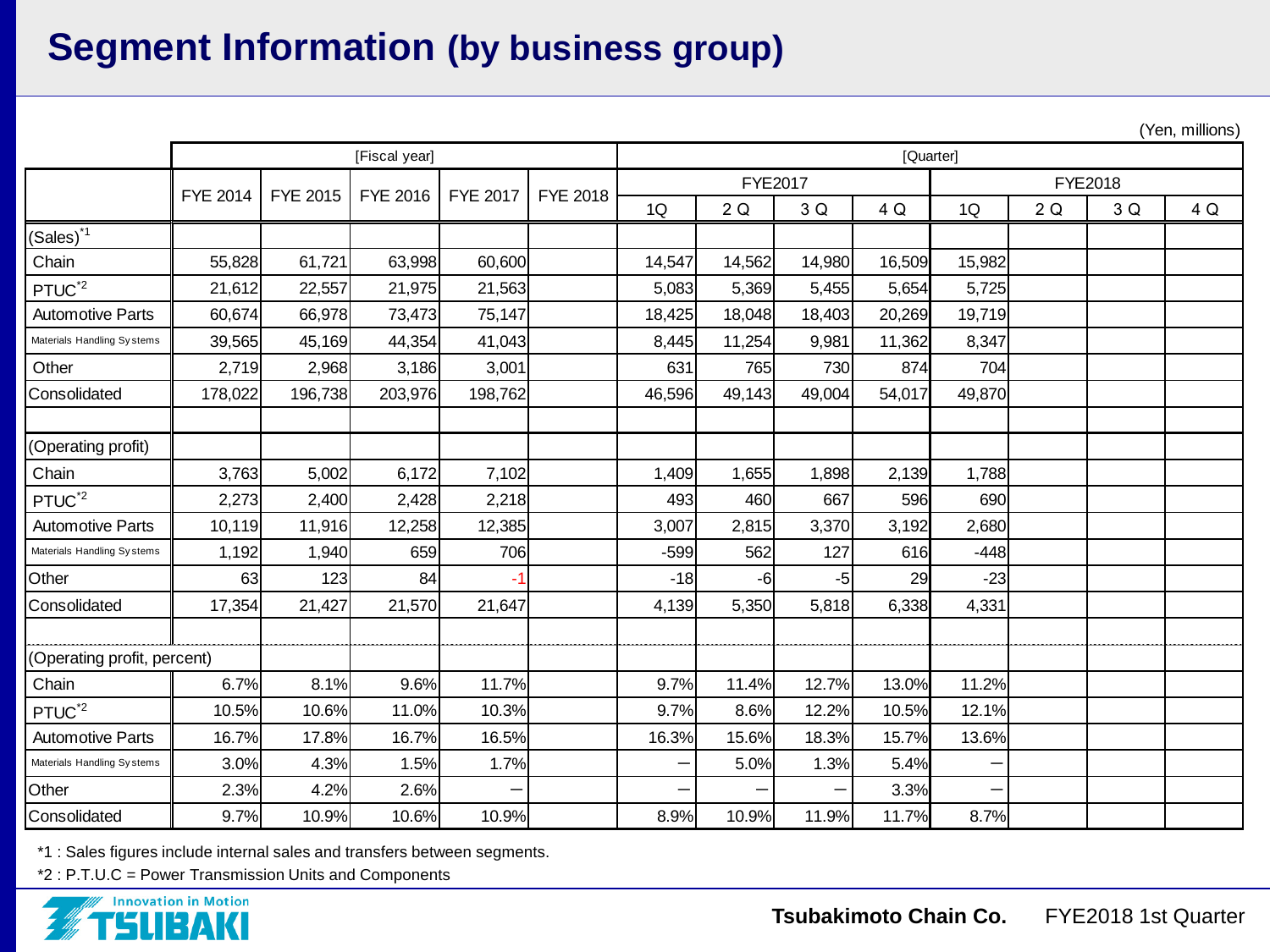# Segment Information (by business group)

(Yen, millions)

| | [Fiscal year] | | | | | [Quarter] | | | | | | | |
|---|---|---|---|---|---|---|---|---|---|---|---|---|---|
| | FYE 2014 | FYE 2015 | FYE 2016 | FYE 2017 | FYE 2018 | FYE2017 | | | | FYE2018 | | | |
| | | | | | | 1Q | 2 Q | 3 Q | 4 Q | 1Q | 2 Q | 3 Q | 4 Q |
| (Sales)*1 | | | | | | | | | | | | | |
| Chain | 55,828 | 61,721 | 63,998 | 60,600 | | 14,547 | 14,562 | 14,980 | 16,509 | 15,982 | | | |
| PTUC*2 | 21,612 | 22,557 | 21,975 | 21,563 | | 5,083 | 5,369 | 5,455 | 5,654 | 5,725 | | | |
| Automotive Parts | 60,674 | 66,978 | 73,473 | 75,147 | | 18,425 | 18,048 | 18,403 | 20,269 | 19,719 | | | |
| Materials Handling Systems | 39,565 | 45,169 | 44,354 | 41,043 | | 8,445 | 11,254 | 9,981 | 11,362 | 8,347 | | | |
| Other | 2,719 | 2,968 | 3,186 | 3,001 | | 631 | 765 | 730 | 874 | 704 | | | |
| Consolidated | 178,022 | 196,738 | 203,976 | 198,762 | | 46,596 | 49,143 | 49,004 | 54,017 | 49,870 | | | |
| | | | | | | | | | | | | | |
| (Operating profit) | | | | | | | | | | | | | |
| Chain | 3,763 | 5,002 | 6,172 | 7,102 | | 1,409 | 1,655 | 1,898 | 2,139 | 1,788 | | | |
| PTUC*2 | 2,273 | 2,400 | 2,428 | 2,218 | | 493 | 460 | 667 | 596 | 690 | | | |
| Automotive Parts | 10,119 | 11,916 | 12,258 | 12,385 | | 3,007 | 2,815 | 3,370 | 3,192 | 2,680 | | | |
| Materials Handling Systems | 1,192 | 1,940 | 659 | 706 | | -599 | 562 | 127 | 616 | -448 | | | |
| Other | 63 | 123 | 84 | -1 | | -18 | -6 | -5 | 29 | -23 | | | |
| Consolidated | 17,354 | 21,427 | 21,570 | 21,647 | | 4,139 | 5,350 | 5,818 | 6,338 | 4,331 | | | |
| | | | | | | | | | | | | | |
| (Operating profit, percent) | | | | | | | | | | | | | |
| Chain | 6.7% | 8.1% | 9.6% | 11.7% | | 9.7% | 11.4% | 12.7% | 13.0% | 11.2% | | | |
| PTUC*2 | 10.5% | 10.6% | 11.0% | 10.3% | | 9.7% | 8.6% | 12.2% | 10.5% | 12.1% | | | |
| Automotive Parts | 16.7% | 17.8% | 16.7% | 16.5% | | 16.3% | 15.6% | 18.3% | 15.7% | 13.6% | | | |
| Materials Handling Systems | 3.0% | 4.3% | 1.5% | 1.7% | | － | 5.0% | 1.3% | 5.4% | － | | | |
| Other | 2.3% | 4.2% | 2.6% | － | | － | － | － | 3.3% | － | | | |
| Consolidated | 9.7% | 10.9% | 10.6% | 10.9% | | 8.9% | 10.9% | 11.9% | 11.7% | 8.7% | | | |

*1 : Sales figures include internal sales and transfers between segments.

*2 : P.T.U.C = Power Transmission Units and Components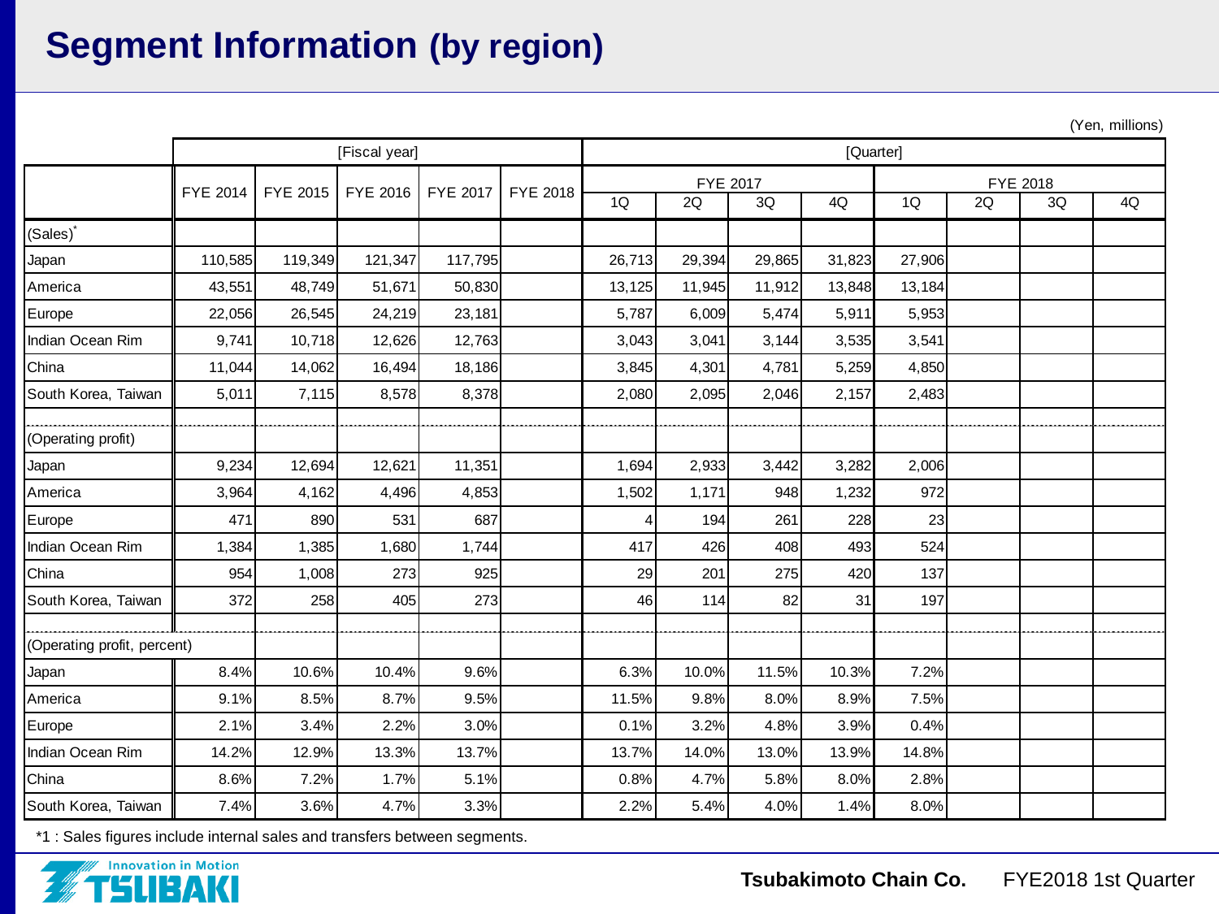# Segment Information (by region)

(Yen, millions)

| | [Fiscal year] | | | | | [Quarter] | | | | | | | |
|---|---|---|---|---|---|---|---|---|---|---|---|---|---|
| | FYE 2014 | FYE 2015 | FYE 2016 | FYE 2017 | FYE 2018 | FYE 2017 | | | | FYE 2018 | | | |
| | | | | | | 1Q | 2Q | 3Q | 4Q | 1Q | 2Q | 3Q | 4Q |
| (Sales)* | | | | | | | | | | | | | |
| Japan | 110,585 | 119,349 | 121,347 | 117,795 | | 26,713 | 29,394 | 29,865 | 31,823 | 27,906 | | | |
| America | 43,551 | 48,749 | 51,671 | 50,830 | | 13,125 | 11,945 | 11,912 | 13,848 | 13,184 | | | |
| Europe | 22,056 | 26,545 | 24,219 | 23,181 | | 5,787 | 6,009 | 5,474 | 5,911 | 5,953 | | | |
| Indian Ocean Rim | 9,741 | 10,718 | 12,626 | 12,763 | | 3,043 | 3,041 | 3,144 | 3,535 | 3,541 | | | |
| China | 11,044 | 14,062 | 16,494 | 18,186 | | 3,845 | 4,301 | 4,781 | 5,259 | 4,850 | | | |
| South Korea, Taiwan | 5,011 | 7,115 | 8,578 | 8,378 | | 2,080 | 2,095 | 2,046 | 2,157 | 2,483 | | | |
| | | | | | | | | | | | | | |
| (Operating profit) | | | | | | | | | | | | | |
| Japan | 9,234 | 12,694 | 12,621 | 11,351 | | 1,694 | 2,933 | 3,442 | 3,282 | 2,006 | | | |
| America | 3,964 | 4,162 | 4,496 | 4,853 | | 1,502 | 1,171 | 948 | 1,232 | 972 | | | |
| Europe | 471 | 890 | 531 | 687 | | 4 | 194 | 261 | 228 | 23 | | | |
| Indian Ocean Rim | 1,384 | 1,385 | 1,680 | 1,744 | | 417 | 426 | 408 | 493 | 524 | | | |
| China | 954 | 1,008 | 273 | 925 | | 29 | 201 | 275 | 420 | 137 | | | |
| South Korea, Taiwan | 372 | 258 | 405 | 273 | | 46 | 114 | 82 | 31 | 197 | | | |
| | | | | | | | | | | | | | |
| (Operating profit, percent) | | | | | | | | | | | | | |
| Japan | 8.4% | 10.6% | 10.4% | 9.6% | | 6.3% | 10.0% | 11.5% | 10.3% | 7.2% | | | |
| America | 9.1% | 8.5% | 8.7% | 9.5% | | 11.5% | 9.8% | 8.0% | 8.9% | 7.5% | | | |
| Europe | 2.1% | 3.4% | 2.2% | 3.0% | | 0.1% | 3.2% | 4.8% | 3.9% | 0.4% | | | |
| Indian Ocean Rim | 14.2% | 12.9% | 13.3% | 13.7% | | 13.7% | 14.0% | 13.0% | 13.9% | 14.8% | | | |
| China | 8.6% | 7.2% | 1.7% | 5.1% | | 0.8% | 4.7% | 5.8% | 8.0% | 2.8% | | | |
| South Korea, Taiwan | 7.4% | 3.6% | 4.7% | 3.3% | | 2.2% | 5.4% | 4.0% | 1.4% | 8.0% | | | |

*1 : Sales figures include internal sales and transfers between segments.